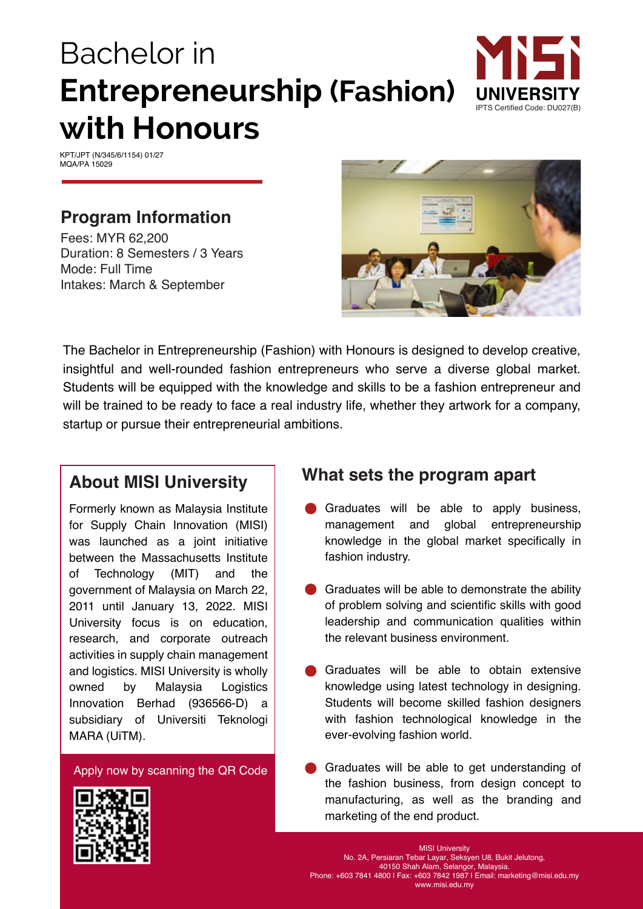# Bachelor in **Entrepreneurship (Fashion) with Honours**

MISI UNIVERSITY
IPTS Certified Code: DU027(B)

KPT/JPT (N/345/6/1154) 01/27
MQA/PA 15029

## Program Information

Fees: MYR 62,200
Duration: 8 Semesters / 3 Years
Mode: Full Time
Intakes: March & September

The Bachelor in Entrepreneurship (Fashion) with Honours is designed to develop creative, insightful and well-rounded fashion entrepreneurs who serve a diverse global market. Students will be equipped with the knowledge and skills to be a fashion entrepreneur and will be trained to be ready to face a real industry life, whether they artwork for a company, startup or pursue their entrepreneurial ambitions.

## About MISI University

Formerly known as Malaysia Institute for Supply Chain Innovation (MISI) was launched as a joint initiative between the Massachusetts Institute of Technology (MIT) and the government of Malaysia on March 22, 2011 until January 13, 2022. MISI University focus is on education, research, and corporate outreach activities in supply chain management and logistics. MISI University is wholly owned by Malaysia Logistics Innovation Berhad (936566-D) a subsidiary of Universiti Teknologi MARA (UiTM).

Apply now by scanning the QR Code

## What sets the program apart

- Graduates will be able to apply business, management and global entrepreneurship knowledge in the global market specifically in fashion industry.
- Graduates will be able to demonstrate the ability of problem solving and scientific skills with good leadership and communication qualities within the relevant business environment.
- Graduates will be able to obtain extensive knowledge using latest technology in designing. Students will become skilled fashion designers with fashion technological knowledge in the ever-evolving fashion world.
- Graduates will be able to get understanding of the fashion business, from design concept to manufacturing, as well as the branding and marketing of the end product.

MISI University
No. 2A, Persiaran Tebar Layar, Seksyen U8, Bukit Jelutong,
40150 Shah Alam, Selangor, Malaysia.
Phone: +603 7841 4800 | Fax: +603 7842 1987 | Email: marketing@misi.edu.my
www.misi.edu.my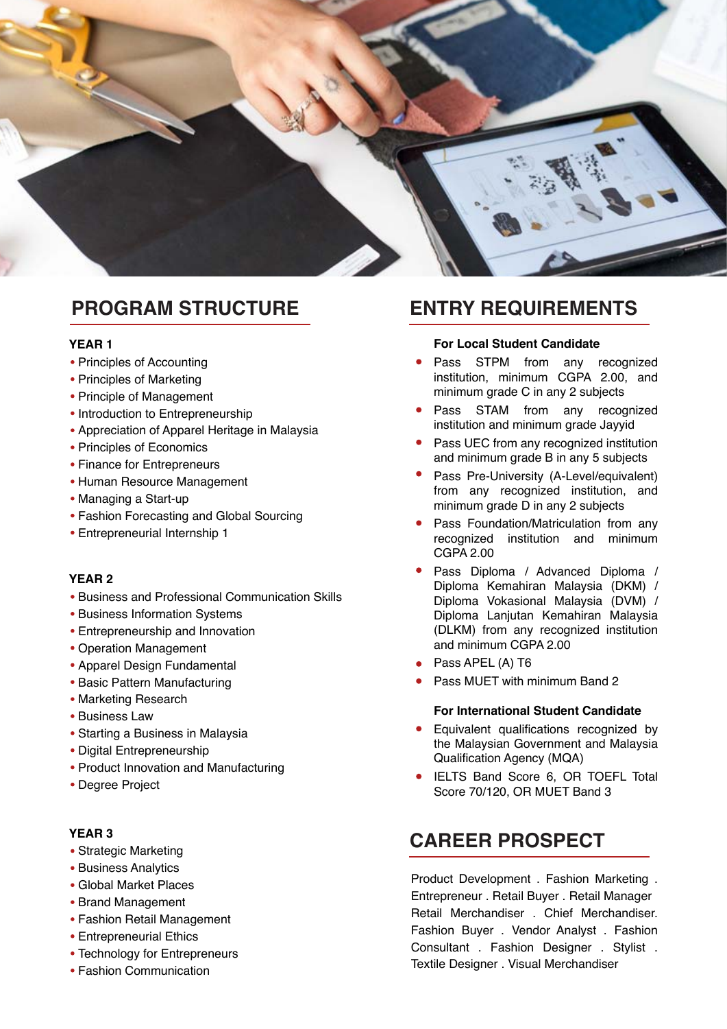## PROGRAM STRUCTURE

**YEAR 1**

- Principles of Accounting
- Principles of Marketing
- Principle of Management
- Introduction to Entrepreneurship
- Appreciation of Apparel Heritage in Malaysia
- Principles of Economics
- Finance for Entrepreneurs
- Human Resource Management
- Managing a Start-up
- Fashion Forecasting and Global Sourcing
- Entrepreneurial Internship 1

**YEAR 2**

- Business and Professional Communication Skills
- Business Information Systems
- Entrepreneurship and Innovation
- Operation Management
- Apparel Design Fundamental
- Basic Pattern Manufacturing
- Marketing Research
- Business Law
- Starting a Business in Malaysia
- Digital Entrepreneurship
- Product Innovation and Manufacturing
- Degree Project

**YEAR 3**

- Strategic Marketing
- Business Analytics
- Global Market Places
- Brand Management
- Fashion Retail Management
- Entrepreneurial Ethics
- Technology for Entrepreneurs
- Fashion Communication

## ENTRY REQUIREMENTS

**For Local Student Candidate**

- Pass STPM from any recognized institution, minimum CGPA 2.00, and minimum grade C in any 2 subjects
- Pass STAM from any recognized institution and minimum grade Jayyid
- Pass UEC from any recognized institution and minimum grade B in any 5 subjects
- Pass Pre-University (A-Level/equivalent) from any recognized institution, and minimum grade D in any 2 subjects
- Pass Foundation/Matriculation from any recognized institution and minimum CGPA 2.00
- Pass Diploma / Advanced Diploma / Diploma Kemahiran Malaysia (DKM) / Diploma Vokasional Malaysia (DVM) / Diploma Lanjutan Kemahiran Malaysia (DLKM) from any recognized institution and minimum CGPA 2.00
- Pass APEL (A) T6
- Pass MUET with minimum Band 2

**For International Student Candidate**

- Equivalent qualifications recognized by the Malaysian Government and Malaysia Qualification Agency (MQA)
- IELTS Band Score 6, OR TOEFL Total Score 70/120, OR MUET Band 3

## CAREER PROSPECT

Product Development . Fashion Marketing . Entrepreneur . Retail Buyer . Retail Manager Retail Merchandiser . Chief Merchandiser. Fashion Buyer . Vendor Analyst . Fashion Consultant . Fashion Designer . Stylist . Textile Designer . Visual Merchandiser